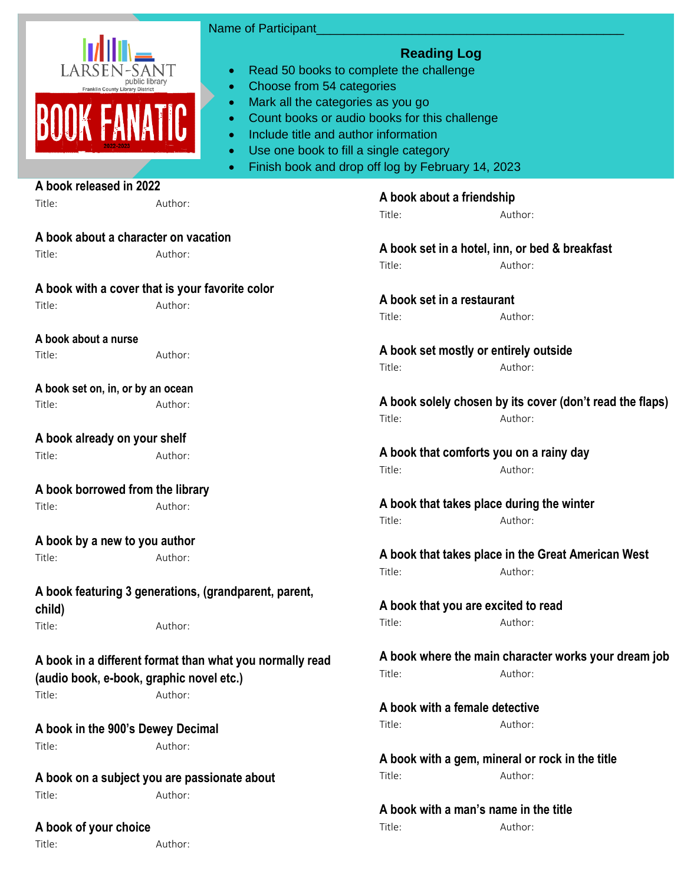LARSEN-SANT public library

Franklin County Library District

BOOK FANATIC

2022-2023

Name of Participant_____________________________________________

## Reading Log

- Read 50 books to complete the challenge
- Choose from 54 categories
- Mark all the categories as you go
- Count books or audio books for this challenge
- Include title and author information
- Use one book to fill a single category
- Finish book and drop off log by February 14, 2023

**A book released in 2022**

Title: Author:

**A book about a character on vacation**

Title: Author:

**A book with a cover that is your favorite color**

Title: Author:

**A book about a nurse**

Title: Author:

**A book set on, in, or by an ocean**

Title: Author:

**A book already on your shelf**

Title: Author:

**A book borrowed from the library**

Title: Author:

**A book by a new to you author**

Title: Author:

**A book featuring 3 generations, (grandparent, parent, child)**

Title: Author:

**A book in a different format than what you normally read (audio book, e-book, graphic novel etc.)**

Title: Author:

**A book in the 900's Dewey Decimal**

Title: Author:

**A book on a subject you are passionate about**

Title: Author:

**A book of your choice**

Title: Author:

**A book about a friendship**

Title: Author:

**A book set in a hotel, inn, or bed & breakfast**

Title: Author:

**A book set in a restaurant**

Title: Author:

**A book set mostly or entirely outside**

Title: Author:

**A book solely chosen by its cover (don't read the flaps)**

Title: Author:

**A book that comforts you on a rainy day**

Title: Author:

**A book that takes place during the winter**

Title: Author:

**A book that takes place in the Great American West**

Title: Author:

**A book that you are excited to read**

Title: Author:

**A book where the main character works your dream job**

Title: Author:

**A book with a female detective**

Title: Author:

**A book with a gem, mineral or rock in the title**

Title: Author:

**A book with a man's name in the title**

Title: Author: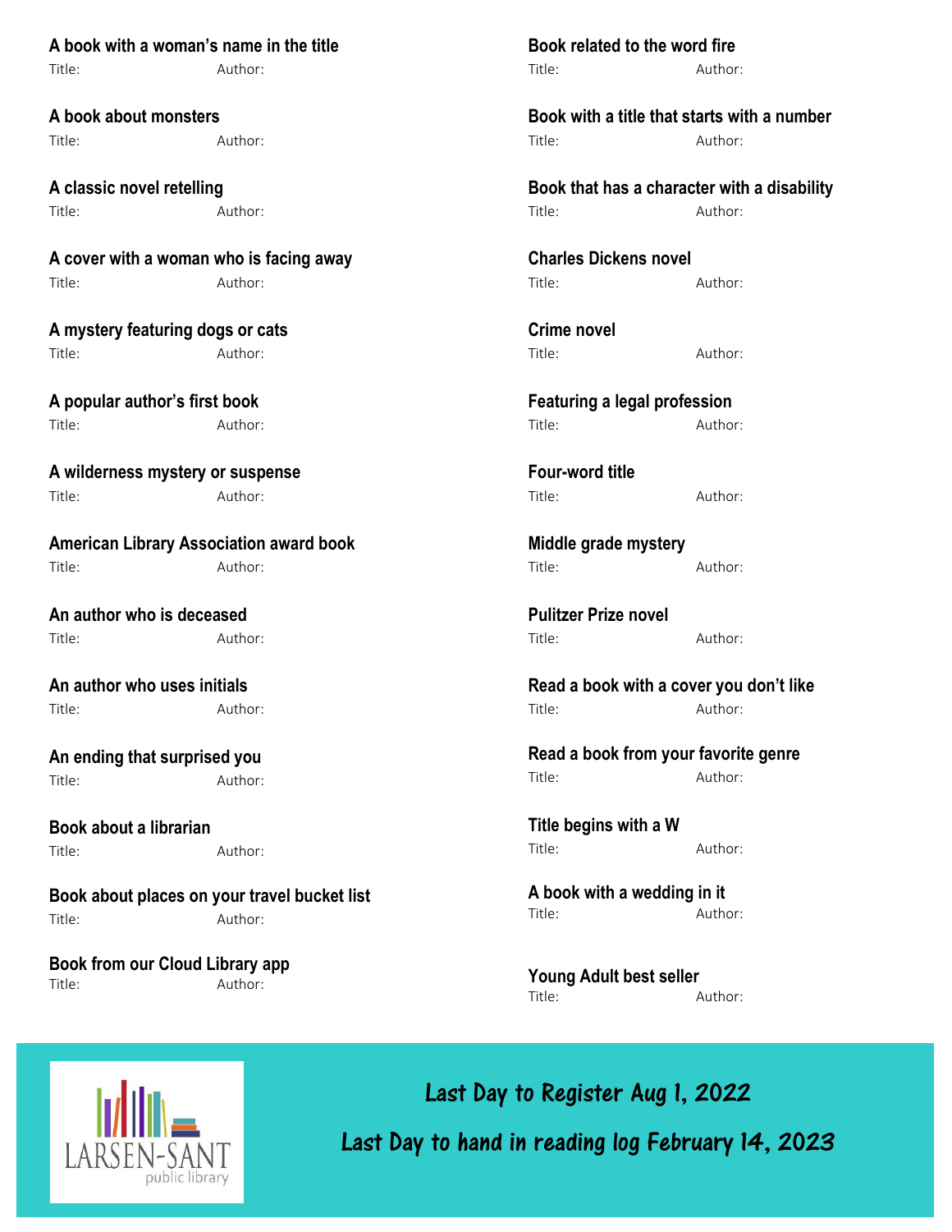**A book with a woman's name in the title**
Title: Author:

**A book about monsters**
Title: Author:

**A classic novel retelling**
Title: Author:

**A cover with a woman who is facing away**
Title: Author:

**A mystery featuring dogs or cats**
Title: Author:

**A popular author's first book**
Title: Author:

**A wilderness mystery or suspense**
Title: Author:

**American Library Association award book**
Title: Author:

**An author who is deceased**
Title: Author:

**An author who uses initials**
Title: Author:

**An ending that surprised you**
Title: Author:

**Book about a librarian**
Title: Author:

**Book about places on your travel bucket list**
Title: Author:

**Book from our Cloud Library app**
Title: Author:

**Book related to the word fire**
Title: Author:

**Book with a title that starts with a number**
Title: Author:

**Book that has a character with a disability**
Title: Author:

**Charles Dickens novel**
Title: Author:

**Crime novel**
Title: Author:

**Featuring a legal profession**
Title: Author:

**Four-word title**
Title: Author:

**Middle grade mystery**
Title: Author:

**Pulitzer Prize novel**
Title: Author:

**Read a book with a cover you don't like**
Title: Author:

**Read a book from your favorite genre**
Title: Author:

**Title begins with a W**
Title: Author:

**A book with a wedding in it**
Title: Author:

**Young Adult best seller**
Title: Author:

LARSEN-SANT public library

**Last Day to Register Aug 1, 2022**

**Last Day to hand in reading log February 14, 2023**